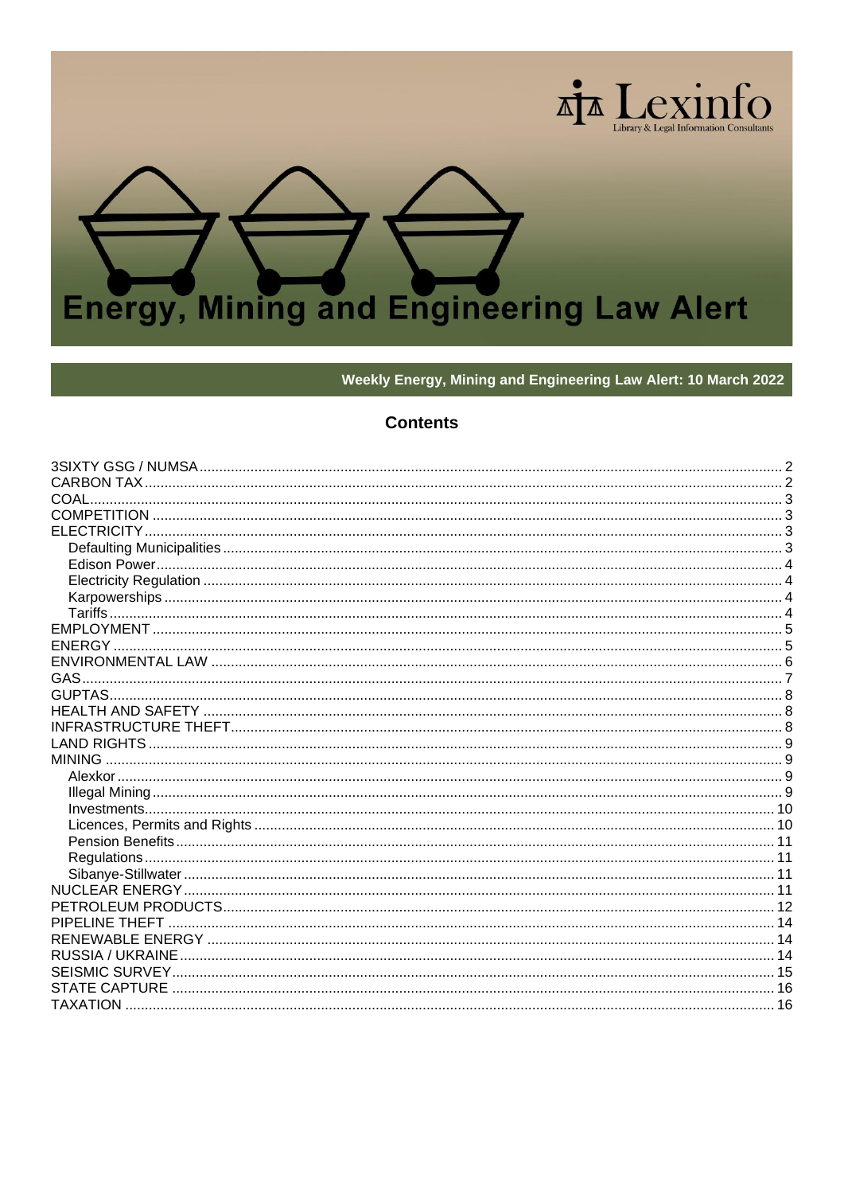Lexinfo

Library & Legal Information Consultants

# Energy, Mining and Engineering Law Alert

Weekly Energy, Mining and Engineering Law Alert: 10 March 2022

## Contents

- 3SIXTY GSG / NUMSA ..... 2
- CARBON TAX ..... 2
- COAL ..... 3
- COMPETITION ..... 3
- ELECTRICITY ..... 3
  - Defaulting Municipalities ..... 3
  - Edison Power ..... 4
  - Electricity Regulation ..... 4
  - Karpowerships ..... 4
  - Tariffs ..... 4
- EMPLOYMENT ..... 5
- ENERGY ..... 5
- ENVIRONMENTAL LAW ..... 6
- GAS ..... 7
- GUPTAS ..... 8
- HEALTH AND SAFETY ..... 8
- INFRASTRUCTURE THEFT ..... 8
- LAND RIGHTS ..... 9
- MINING ..... 9
  - Alexkor ..... 9
  - Illegal Mining ..... 9
  - Investments ..... 10
  - Licences, Permits and Rights ..... 10
  - Pension Benefits ..... 11
  - Regulations ..... 11
  - Sibanye-Stillwater ..... 11
- NUCLEAR ENERGY ..... 11
- PETROLEUM PRODUCTS ..... 12
- PIPELINE THEFT ..... 14
- RENEWABLE ENERGY ..... 14
- RUSSIA / UKRAINE ..... 14
- SEISMIC SURVEY ..... 15
- STATE CAPTURE ..... 16
- TAXATION ..... 16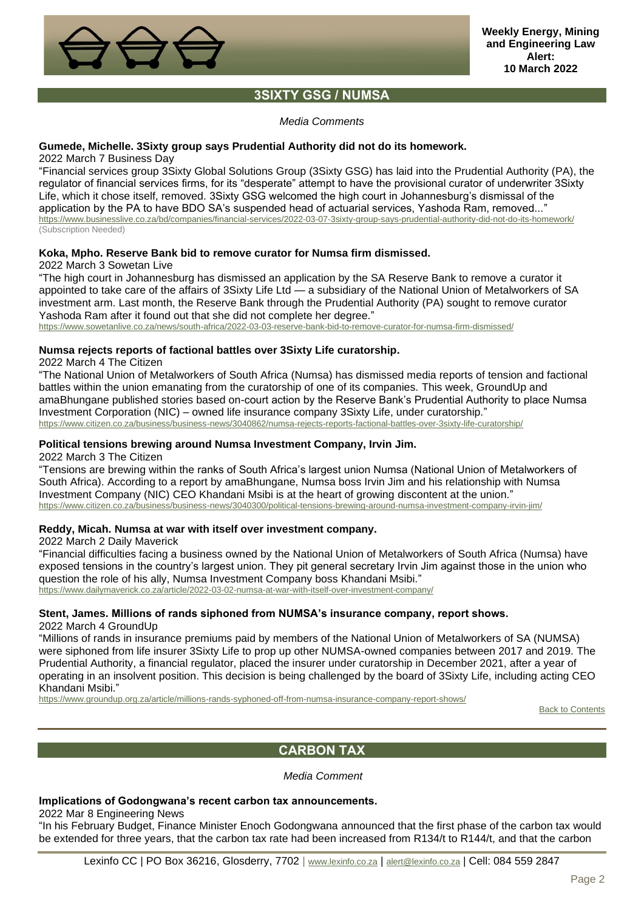## 3SIXTY GSG / NUMSA

*Media Comments*

**Gumede, Michelle. 3Sixty group says Prudential Authority did not do its homework.**

2022 March 7 Business Day

"Financial services group 3Sixty Global Solutions Group (3Sixty GSG) has laid into the Prudential Authority (PA), the regulator of financial services firms, for its "desperate" attempt to have the provisional curator of underwriter 3Sixty Life, which it chose itself, removed. 3Sixty GSG welcomed the high court in Johannesburg's dismissal of the application by the PA to have BDO SA's suspended head of actuarial services, Yashoda Ram, removed..."

https://www.businesslive.co.za/bd/companies/financial-services/2022-03-07-3sixty-group-says-prudential-authority-did-not-do-its-homework/
(Subscription Needed)

**Koka, Mpho. Reserve Bank bid to remove curator for Numsa firm dismissed.**

2022 March 3 Sowetan Live

"The high court in Johannesburg has dismissed an application by the SA Reserve Bank to remove a curator it appointed to take care of the affairs of 3Sixty Life Ltd — a subsidiary of the National Union of Metalworkers of SA investment arm. Last month, the Reserve Bank through the Prudential Authority (PA) sought to remove curator Yashoda Ram after it found out that she did not complete her degree."

https://www.sowetanlive.co.za/news/south-africa/2022-03-03-reserve-bank-bid-to-remove-curator-for-numsa-firm-dismissed/

**Numsa rejects reports of factional battles over 3Sixty Life curatorship.**

2022 March 4 The Citizen

"The National Union of Metalworkers of South Africa (Numsa) has dismissed media reports of tension and factional battles within the union emanating from the curatorship of one of its companies. This week, GroundUp and amaBhungane published stories based on-court action by the Reserve Bank's Prudential Authority to place Numsa Investment Corporation (NIC) – owned life insurance company 3Sixty Life, under curatorship."

https://www.citizen.co.za/business/business-news/3040862/numsa-rejects-reports-factional-battles-over-3sixty-life-curatorship/

**Political tensions brewing around Numsa Investment Company, Irvin Jim.**

2022 March 3 The Citizen

"Tensions are brewing within the ranks of South Africa's largest union Numsa (National Union of Metalworkers of South Africa). According to a report by amaBhungane, Numsa boss Irvin Jim and his relationship with Numsa Investment Company (NIC) CEO Khandani Msibi is at the heart of growing discontent at the union."

https://www.citizen.co.za/business/business-news/3040300/political-tensions-brewing-around-numsa-investment-company-irvin-jim/

**Reddy, Micah. Numsa at war with itself over investment company.**

2022 March 2 Daily Maverick

"Financial difficulties facing a business owned by the National Union of Metalworkers of South Africa (Numsa) have exposed tensions in the country's largest union. They pit general secretary Irvin Jim against those in the union who question the role of his ally, Numsa Investment Company boss Khandani Msibi."

https://www.dailymaverick.co.za/article/2022-03-02-numsa-at-war-with-itself-over-investment-company/

**Stent, James. Millions of rands siphoned from NUMSA's insurance company, report shows.**

2022 March 4 GroundUp

"Millions of rands in insurance premiums paid by members of the National Union of Metalworkers of SA (NUMSA) were siphoned from life insurer 3Sixty Life to prop up other NUMSA-owned companies between 2017 and 2019. The Prudential Authority, a financial regulator, placed the insurer under curatorship in December 2021, after a year of operating in an insolvent position. This decision is being challenged by the board of 3Sixty Life, including acting CEO Khandani Msibi."

https://www.groundup.org.za/article/millions-rands-syphoned-off-from-numsa-insurance-company-report-shows/

Back to Contents

## CARBON TAX

*Media Comment*

**Implications of Godongwana's recent carbon tax announcements.**

2022 Mar 8 Engineering News

"In his February Budget, Finance Minister Enoch Godongwana announced that the first phase of the carbon tax would be extended for three years, that the carbon tax rate had been increased from R134/t to R144/t, and that the carbon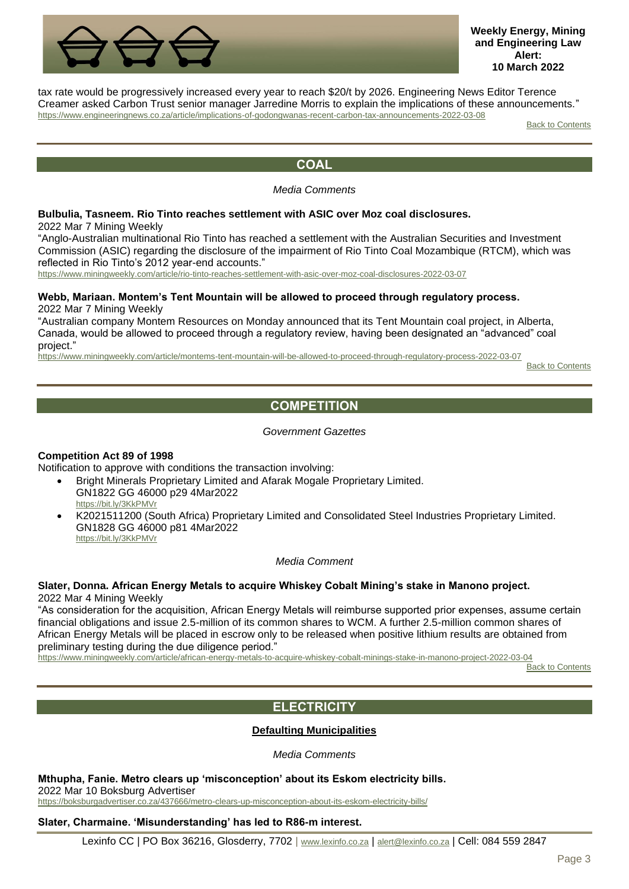tax rate would be progressively increased every year to reach $20/t by 2026. Engineering News Editor Terence Creamer asked Carbon Trust senior manager Jarredine Morris to explain the implications of these announcements."
https://www.engineeringnews.co.za/article/implications-of-godongwanas-recent-carbon-tax-announcements-2022-03-08

Back to Contents

## COAL

*Media Comments*

**Bulbulia, Tasneem. Rio Tinto reaches settlement with ASIC over Moz coal disclosures.**
2022 Mar 7 Mining Weekly
"Anglo-Australian multinational Rio Tinto has reached a settlement with the Australian Securities and Investment Commission (ASIC) regarding the disclosure of the impairment of Rio Tinto Coal Mozambique (RTCM), which was reflected in Rio Tinto's 2012 year-end accounts."
https://www.miningweekly.com/article/rio-tinto-reaches-settlement-with-asic-over-moz-coal-disclosures-2022-03-07

**Webb, Mariaan. Montem's Tent Mountain will be allowed to proceed through regulatory process.**
2022 Mar 7 Mining Weekly
"Australian company Montem Resources on Monday announced that its Tent Mountain coal project, in Alberta, Canada, would be allowed to proceed through a regulatory review, having been designated an "advanced" coal project."
https://www.miningweekly.com/article/montems-tent-mountain-will-be-allowed-to-proceed-through-regulatory-process-2022-03-07

Back to Contents

## COMPETITION

*Government Gazettes*

**Competition Act 89 of 1998**
Notification to approve with conditions the transaction involving:

- Bright Minerals Proprietary Limited and Afarak Mogale Proprietary Limited.
  GN1822 GG 46000 p29 4Mar2022
  https://bit.ly/3KkPMVr
- K2021511200 (South Africa) Proprietary Limited and Consolidated Steel Industries Proprietary Limited.
  GN1828 GG 46000 p81 4Mar2022
  https://bit.ly/3KkPMVr

*Media Comment*

**Slater, Donna. African Energy Metals to acquire Whiskey Cobalt Mining's stake in Manono project.**
2022 Mar 4 Mining Weekly
"As consideration for the acquisition, African Energy Metals will reimburse supported prior expenses, assume certain financial obligations and issue 2.5-million of its common shares to WCM. A further 2.5-million common shares of African Energy Metals will be placed in escrow only to be released when positive lithium results are obtained from preliminary testing during the due diligence period."
https://www.miningweekly.com/article/african-energy-metals-to-acquire-whiskey-cobalt-minings-stake-in-manono-project-2022-03-04

Back to Contents

## ELECTRICITY

### Defaulting Municipalities

*Media Comments*

**Mthupha, Fanie. Metro clears up 'misconception' about its Eskom electricity bills.**
2022 Mar 10 Boksburg Advertiser
https://boksburgadvertiser.co.za/437666/metro-clears-up-misconception-about-its-eskom-electricity-bills/

**Slater, Charmaine. 'Misunderstanding' has led to R86-m interest.**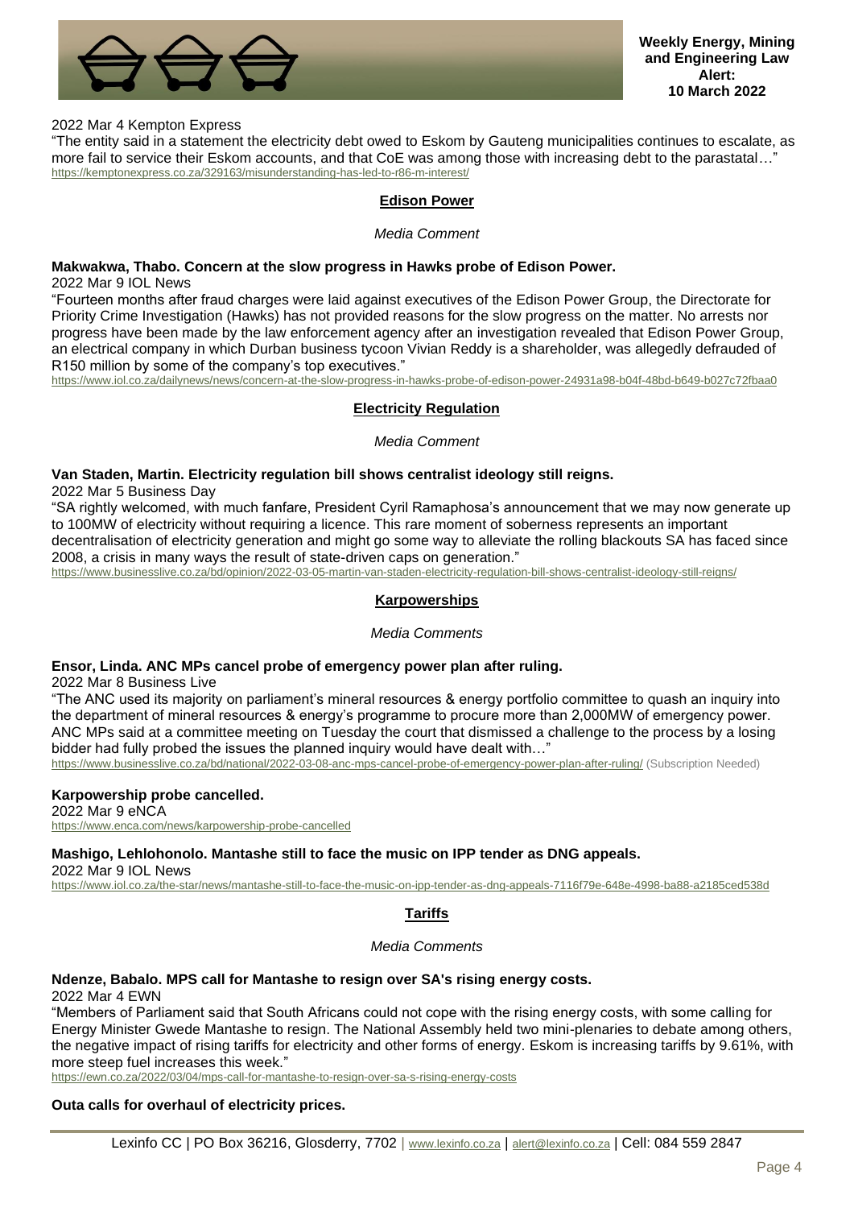2022 Mar 4 Kempton Express

"The entity said in a statement the electricity debt owed to Eskom by Gauteng municipalities continues to escalate, as more fail to service their Eskom accounts, and that CoE was among those with increasing debt to the parastatal…"
https://kemptonexpress.co.za/329163/misunderstanding-has-led-to-r86-m-interest/

## Edison Power

*Media Comment*

**Makwakwa, Thabo. Concern at the slow progress in Hawks probe of Edison Power.**

2022 Mar 9 IOL News

"Fourteen months after fraud charges were laid against executives of the Edison Power Group, the Directorate for Priority Crime Investigation (Hawks) has not provided reasons for the slow progress on the matter. No arrests nor progress have been made by the law enforcement agency after an investigation revealed that Edison Power Group, an electrical company in which Durban business tycoon Vivian Reddy is a shareholder, was allegedly defrauded of R150 million by some of the company's top executives."
https://www.iol.co.za/dailynews/news/concern-at-the-slow-progress-in-hawks-probe-of-edison-power-24931a98-b04f-48bd-b649-b027c72fbaa0

## Electricity Regulation

*Media Comment*

**Van Staden, Martin. Electricity regulation bill shows centralist ideology still reigns.**

2022 Mar 5 Business Day

"SA rightly welcomed, with much fanfare, President Cyril Ramaphosa's announcement that we may now generate up to 100MW of electricity without requiring a licence. This rare moment of soberness represents an important decentralisation of electricity generation and might go some way to alleviate the rolling blackouts SA has faced since 2008, a crisis in many ways the result of state-driven caps on generation."
https://www.businesslive.co.za/bd/opinion/2022-03-05-martin-van-staden-electricity-regulation-bill-shows-centralist-ideology-still-reigns/

## Karpowerships

*Media Comments*

**Ensor, Linda. ANC MPs cancel probe of emergency power plan after ruling.**

2022 Mar 8 Business Live

"The ANC used its majority on parliament's mineral resources & energy portfolio committee to quash an inquiry into the department of mineral resources & energy's programme to procure more than 2,000MW of emergency power. ANC MPs said at a committee meeting on Tuesday the court that dismissed a challenge to the process by a losing bidder had fully probed the issues the planned inquiry would have dealt with…"
https://www.businesslive.co.za/bd/national/2022-03-08-anc-mps-cancel-probe-of-emergency-power-plan-after-ruling/ (Subscription Needed)

**Karpowership probe cancelled.**

2022 Mar 9 eNCA
https://www.enca.com/news/karpowership-probe-cancelled

**Mashigo, Lehlohonolo. Mantashe still to face the music on IPP tender as DNG appeals.**

2022 Mar 9 IOL News
https://www.iol.co.za/the-star/news/mantashe-still-to-face-the-music-on-ipp-tender-as-dng-appeals-7116f79e-648e-4998-ba88-a2185ced538d

## Tariffs

*Media Comments*

**Ndenze, Babalo. MPS call for Mantashe to resign over SA's rising energy costs.**

2022 Mar 4 EWN

"Members of Parliament said that South Africans could not cope with the rising energy costs, with some calling for Energy Minister Gwede Mantashe to resign. The National Assembly held two mini-plenaries to debate among others, the negative impact of rising tariffs for electricity and other forms of energy. Eskom is increasing tariffs by 9.61%, with more steep fuel increases this week."
https://ewn.co.za/2022/03/04/mps-call-for-mantashe-to-resign-over-sa-s-rising-energy-costs

**Outa calls for overhaul of electricity prices.**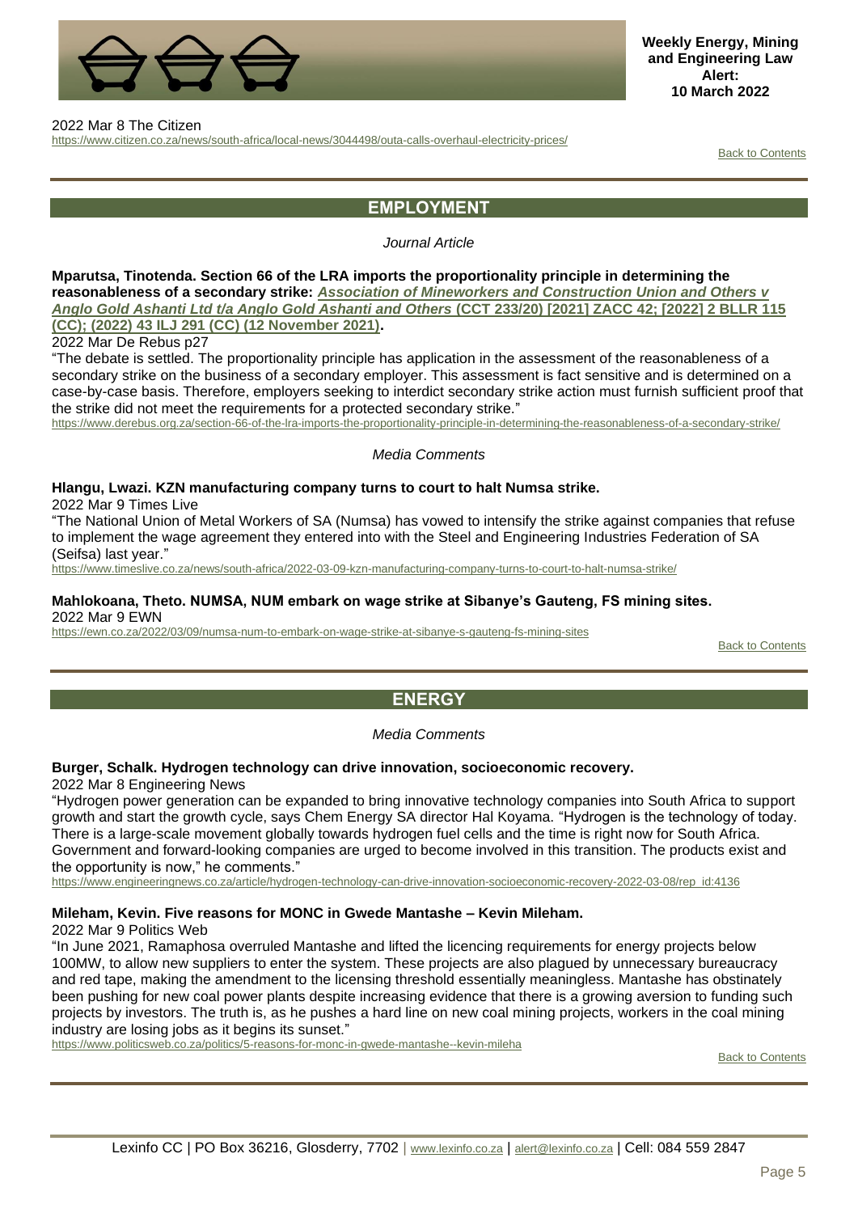2022 Mar 8 The Citizen
https://www.citizen.co.za/news/south-africa/local-news/3044498/outa-calls-overhaul-electricity-prices/

Back to Contents

## EMPLOYMENT

*Journal Article*

**Mparutsa, Tinotenda. Section 66 of the LRA imports the proportionality principle in determining the reasonableness of a secondary strike: *Association of Mineworkers and Construction Union and Others v Anglo Gold Ashanti Ltd t/a Anglo Gold Ashanti and Others* (CCT 233/20) [2021] ZACC 42; [2022] 2 BLLR 115 (CC); (2022) 43 ILJ 291 (CC) (12 November 2021).**

2022 Mar De Rebus p27

"The debate is settled. The proportionality principle has application in the assessment of the reasonableness of a secondary strike on the business of a secondary employer. This assessment is fact sensitive and is determined on a case-by-case basis. Therefore, employers seeking to interdict secondary strike action must furnish sufficient proof that the strike did not meet the requirements for a protected secondary strike."

https://www.derebus.org.za/section-66-of-the-lra-imports-the-proportionality-principle-in-determining-the-reasonableness-of-a-secondary-strike/

*Media Comments*

**Hlangu, Lwazi. KZN manufacturing company turns to court to halt Numsa strike.**

2022 Mar 9 Times Live

"The National Union of Metal Workers of SA (Numsa) has vowed to intensify the strike against companies that refuse to implement the wage agreement they entered into with the Steel and Engineering Industries Federation of SA (Seifsa) last year."

https://www.timeslive.co.za/news/south-africa/2022-03-09-kzn-manufacturing-company-turns-to-court-to-halt-numsa-strike/

**Mahlokoana, Theto. NUMSA, NUM embark on wage strike at Sibanye's Gauteng, FS mining sites.**

2022 Mar 9 EWN

https://ewn.co.za/2022/03/09/numsa-num-to-embark-on-wage-strike-at-sibanye-s-gauteng-fs-mining-sites

Back to Contents

## ENERGY

*Media Comments*

**Burger, Schalk. Hydrogen technology can drive innovation, socioeconomic recovery.**

2022 Mar 8 Engineering News

"Hydrogen power generation can be expanded to bring innovative technology companies into South Africa to support growth and start the growth cycle, says Chem Energy SA director Hal Koyama. "Hydrogen is the technology of today. There is a large-scale movement globally towards hydrogen fuel cells and the time is right now for South Africa. Government and forward-looking companies are urged to become involved in this transition. The products exist and the opportunity is now," he comments."

https://www.engineeringnews.co.za/article/hydrogen-technology-can-drive-innovation-socioeconomic-recovery-2022-03-08/rep_id:4136

**Mileham, Kevin. Five reasons for MONC in Gwede Mantashe – Kevin Mileham.**

2022 Mar 9 Politics Web

"In June 2021, Ramaphosa overruled Mantashe and lifted the licencing requirements for energy projects below 100MW, to allow new suppliers to enter the system. These projects are also plagued by unnecessary bureaucracy and red tape, making the amendment to the licensing threshold essentially meaningless. Mantashe has obstinately been pushing for new coal power plants despite increasing evidence that there is a growing aversion to funding such projects by investors. The truth is, as he pushes a hard line on new coal mining projects, workers in the coal mining industry are losing jobs as it begins its sunset."

https://www.politicsweb.co.za/politics/5-reasons-for-monc-in-gwede-mantashe--kevin-mileha

Back to Contents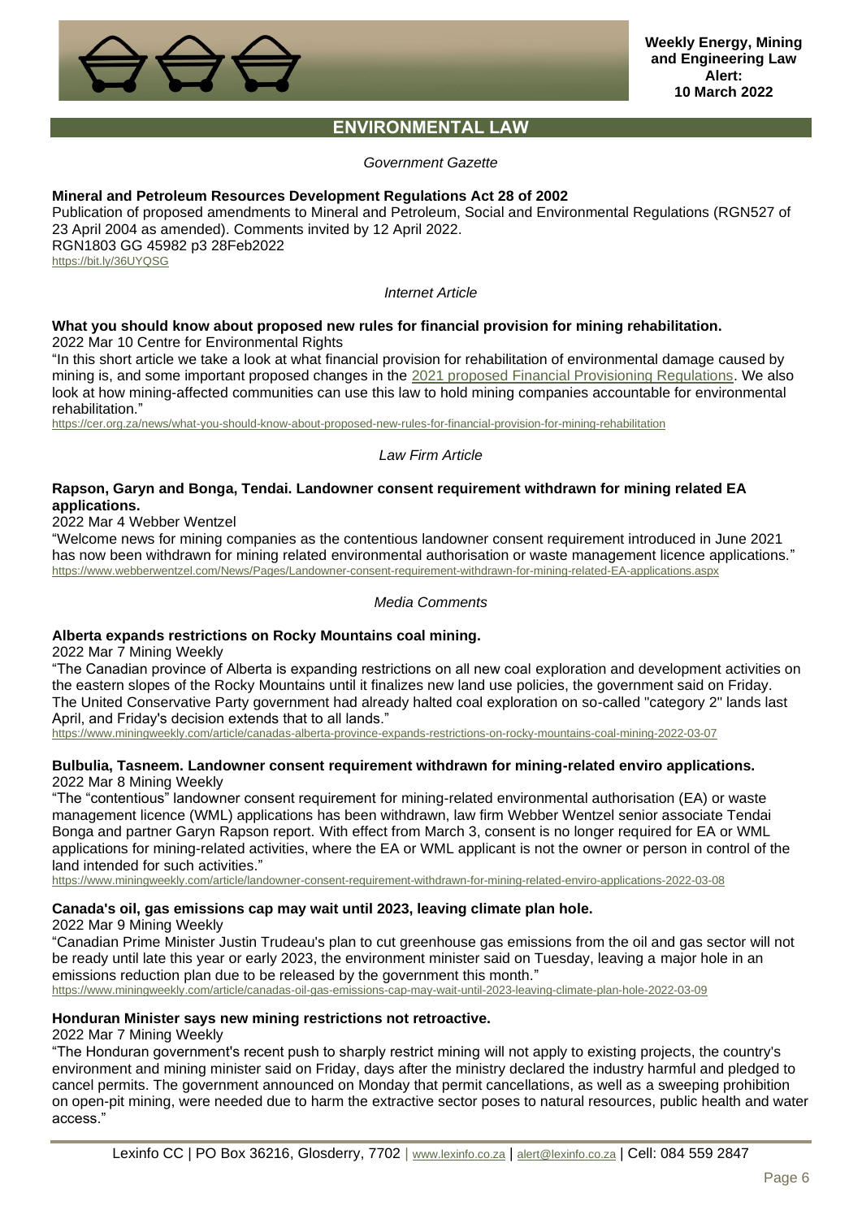## ENVIRONMENTAL LAW

*Government Gazette*

**Mineral and Petroleum Resources Development Regulations Act 28 of 2002**

Publication of proposed amendments to Mineral and Petroleum, Social and Environmental Regulations (RGN527 of 23 April 2004 as amended). Comments invited by 12 April 2022.
RGN1803 GG 45982 p3 28Feb2022
https://bit.ly/36UYQSG

*Internet Article*

**What you should know about proposed new rules for financial provision for mining rehabilitation.**

2022 Mar 10 Centre for Environmental Rights

"In this short article we take a look at what financial provision for rehabilitation of environmental damage caused by mining is, and some important proposed changes in the 2021 proposed Financial Provisioning Regulations. We also look at how mining-affected communities can use this law to hold mining companies accountable for environmental rehabilitation."
https://cer.org.za/news/what-you-should-know-about-proposed-new-rules-for-financial-provision-for-mining-rehabilitation

*Law Firm Article*

**Rapson, Garyn and Bonga, Tendai. Landowner consent requirement withdrawn for mining related EA applications.**

2022 Mar 4 Webber Wentzel

"Welcome news for mining companies as the contentious landowner consent requirement introduced in June 2021 has now been withdrawn for mining related environmental authorisation or waste management licence applications."
https://www.webberwentzel.com/News/Pages/Landowner-consent-requirement-withdrawn-for-mining-related-EA-applications.aspx

*Media Comments*

**Alberta expands restrictions on Rocky Mountains coal mining.**

2022 Mar 7 Mining Weekly

"The Canadian province of Alberta is expanding restrictions on all new coal exploration and development activities on the eastern slopes of the Rocky Mountains until it finalizes new land use policies, the government said on Friday. The United Conservative Party government had already halted coal exploration on so-called "category 2" lands last April, and Friday's decision extends that to all lands."
https://www.miningweekly.com/article/canadas-alberta-province-expands-restrictions-on-rocky-mountains-coal-mining-2022-03-07

**Bulbulia, Tasneem. Landowner consent requirement withdrawn for mining-related enviro applications.**

2022 Mar 8 Mining Weekly

"The "contentious" landowner consent requirement for mining-related environmental authorisation (EA) or waste management licence (WML) applications has been withdrawn, law firm Webber Wentzel senior associate Tendai Bonga and partner Garyn Rapson report. With effect from March 3, consent is no longer required for EA or WML applications for mining-related activities, where the EA or WML applicant is not the owner or person in control of the land intended for such activities."
https://www.miningweekly.com/article/landowner-consent-requirement-withdrawn-for-mining-related-enviro-applications-2022-03-08

**Canada's oil, gas emissions cap may wait until 2023, leaving climate plan hole.**

2022 Mar 9 Mining Weekly

"Canadian Prime Minister Justin Trudeau's plan to cut greenhouse gas emissions from the oil and gas sector will not be ready until late this year or early 2023, the environment minister said on Tuesday, leaving a major hole in an emissions reduction plan due to be released by the government this month."
https://www.miningweekly.com/article/canadas-oil-gas-emissions-cap-may-wait-until-2023-leaving-climate-plan-hole-2022-03-09

**Honduran Minister says new mining restrictions not retroactive.**

2022 Mar 7 Mining Weekly

"The Honduran government's recent push to sharply restrict mining will not apply to existing projects, the country's environment and mining minister said on Friday, days after the ministry declared the industry harmful and pledged to cancel permits. The government announced on Monday that permit cancellations, as well as a sweeping prohibition on open-pit mining, were needed due to harm the extractive sector poses to natural resources, public health and water access."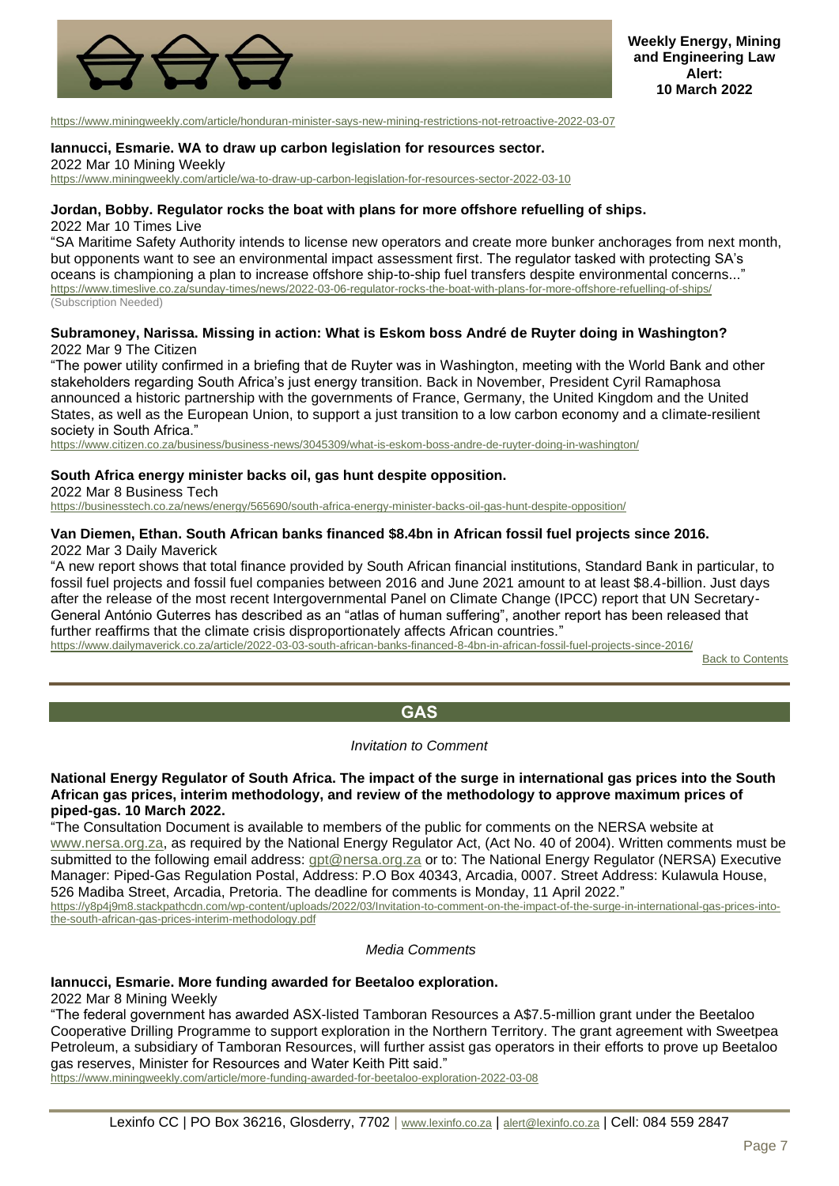https://www.miningweekly.com/article/honduran-minister-says-new-mining-restrictions-not-retroactive-2022-03-07

**Iannucci, Esmarie. WA to draw up carbon legislation for resources sector.**
2022 Mar 10 Mining Weekly
https://www.miningweekly.com/article/wa-to-draw-up-carbon-legislation-for-resources-sector-2022-03-10

**Jordan, Bobby. Regulator rocks the boat with plans for more offshore refuelling of ships.**
2022 Mar 10 Times Live
"SA Maritime Safety Authority intends to license new operators and create more bunker anchorages from next month, but opponents want to see an environmental impact assessment first. The regulator tasked with protecting SA's oceans is championing a plan to increase offshore ship-to-ship fuel transfers despite environmental concerns..."
https://www.timeslive.co.za/sunday-times/news/2022-03-06-regulator-rocks-the-boat-with-plans-for-more-offshore-refuelling-of-ships/
(Subscription Needed)

**Subramoney, Narissa. Missing in action: What is Eskom boss André de Ruyter doing in Washington?**
2022 Mar 9 The Citizen
"The power utility confirmed in a briefing that de Ruyter was in Washington, meeting with the World Bank and other stakeholders regarding South Africa's just energy transition. Back in November, President Cyril Ramaphosa announced a historic partnership with the governments of France, Germany, the United Kingdom and the United States, as well as the European Union, to support a just transition to a low carbon economy and a climate-resilient society in South Africa."
https://www.citizen.co.za/business/business-news/3045309/what-is-eskom-boss-andre-de-ruyter-doing-in-washington/

**South Africa energy minister backs oil, gas hunt despite opposition.**
2022 Mar 8 Business Tech
https://businesstech.co.za/news/energy/565690/south-africa-energy-minister-backs-oil-gas-hunt-despite-opposition/

**Van Diemen, Ethan. South African banks financed $8.4bn in African fossil fuel projects since 2016.**
2022 Mar 3 Daily Maverick
"A new report shows that total finance provided by South African financial institutions, Standard Bank in particular, to fossil fuel projects and fossil fuel companies between 2016 and June 2021 amount to at least $8.4-billion. Just days after the release of the most recent Intergovernmental Panel on Climate Change (IPCC) report that UN Secretary-General António Guterres has described as an "atlas of human suffering", another report has been released that further reaffirms that the climate crisis disproportionately affects African countries."
https://www.dailymaverick.co.za/article/2022-03-03-south-african-banks-financed-8-4bn-in-african-fossil-fuel-projects-since-2016/

Back to Contents

## GAS

*Invitation to Comment*

**National Energy Regulator of South Africa. The impact of the surge in international gas prices into the South African gas prices, interim methodology, and review of the methodology to approve maximum prices of piped-gas. 10 March 2022.**
"The Consultation Document is available to members of the public for comments on the NERSA website at www.nersa.org.za, as required by the National Energy Regulator Act, (Act No. 40 of 2004). Written comments must be submitted to the following email address: gpt@nersa.org.za or to: The National Energy Regulator (NERSA) Executive Manager: Piped-Gas Regulation Postal, Address: P.O Box 40343, Arcadia, 0007. Street Address: Kulawula House, 526 Madiba Street, Arcadia, Pretoria. The deadline for comments is Monday, 11 April 2022."
https://y8p4j9m8.stackpathcdn.com/wp-content/uploads/2022/03/Invitation-to-comment-on-the-impact-of-the-surge-in-international-gas-prices-into-the-south-african-gas-prices-interim-methodology.pdf

*Media Comments*

**Iannucci, Esmarie. More funding awarded for Beetaloo exploration.**
2022 Mar 8 Mining Weekly
"The federal government has awarded ASX-listed Tamboran Resources a A$7.5-million grant under the Beetaloo Cooperative Drilling Programme to support exploration in the Northern Territory. The grant agreement with Sweetpea Petroleum, a subsidiary of Tamboran Resources, will further assist gas operators in their efforts to prove up Beetaloo gas reserves, Minister for Resources and Water Keith Pitt said."
https://www.miningweekly.com/article/more-funding-awarded-for-beetaloo-exploration-2022-03-08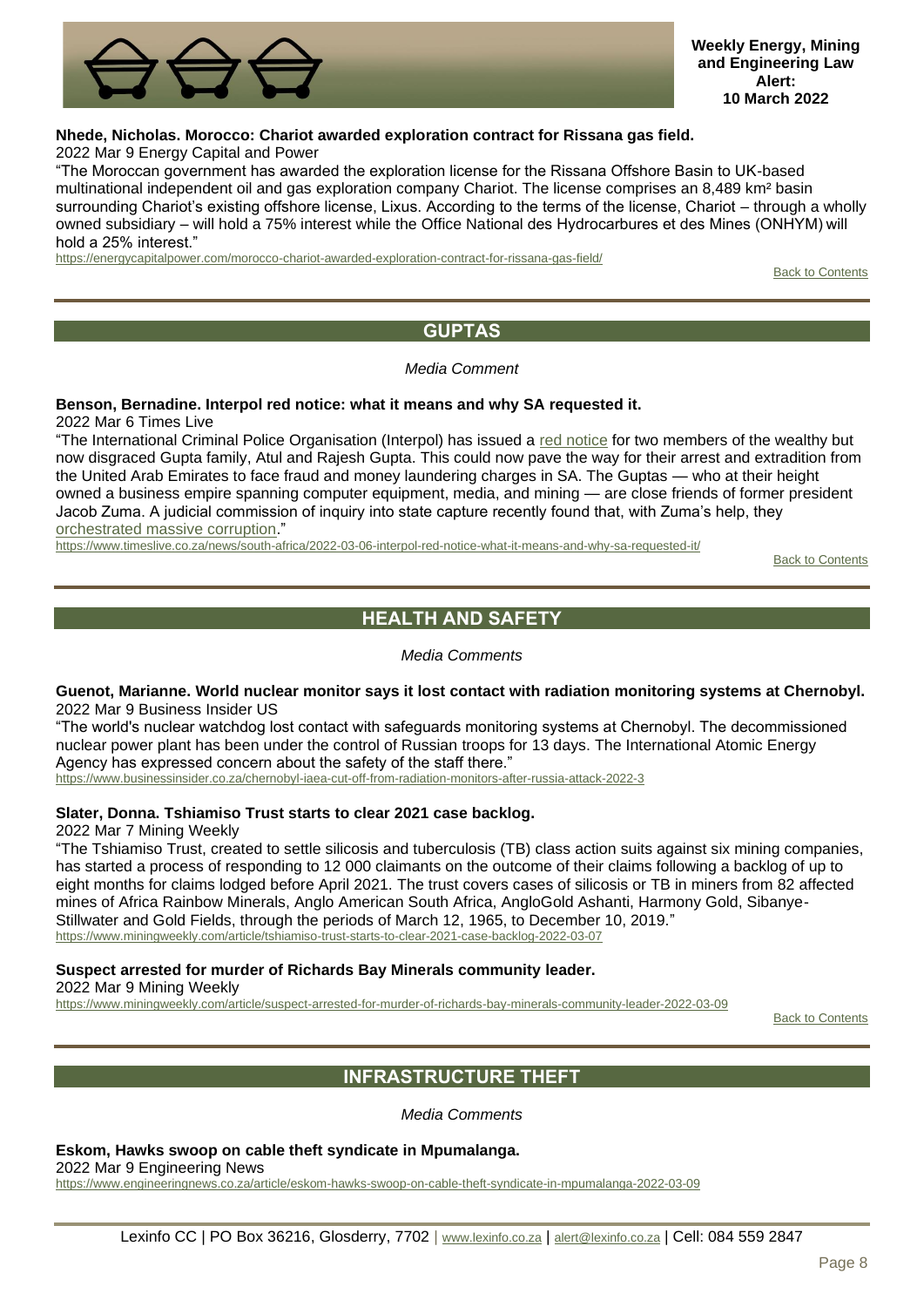**Nhede, Nicholas. Morocco: Chariot awarded exploration contract for Rissana gas field.**
2022 Mar 9 Energy Capital and Power

"The Moroccan government has awarded the exploration license for the Rissana Offshore Basin to UK-based multinational independent oil and gas exploration company Chariot. The license comprises an 8,489 km² basin surrounding Chariot's existing offshore license, Lixus. According to the terms of the license, Chariot – through a wholly owned subsidiary – will hold a 75% interest while the Office National des Hydrocarbures et des Mines (ONHYM) will hold a 25% interest."

https://energycapitalpower.com/morocco-chariot-awarded-exploration-contract-for-rissana-gas-field/

Back to Contents

## GUPTAS

*Media Comment*

**Benson, Bernadine. Interpol red notice: what it means and why SA requested it.**
2022 Mar 6 Times Live

"The International Criminal Police Organisation (Interpol) has issued a red notice for two members of the wealthy but now disgraced Gupta family, Atul and Rajesh Gupta. This could now pave the way for their arrest and extradition from the United Arab Emirates to face fraud and money laundering charges in SA. The Guptas — who at their height owned a business empire spanning computer equipment, media, and mining — are close friends of former president Jacob Zuma. A judicial commission of inquiry into state capture recently found that, with Zuma's help, they orchestrated massive corruption."

https://www.timeslive.co.za/news/south-africa/2022-03-06-interpol-red-notice-what-it-means-and-why-sa-requested-it/

Back to Contents

## HEALTH AND SAFETY

*Media Comments*

**Guenot, Marianne. World nuclear monitor says it lost contact with radiation monitoring systems at Chernobyl.**
2022 Mar 9 Business Insider US

"The world's nuclear watchdog lost contact with safeguards monitoring systems at Chernobyl. The decommissioned nuclear power plant has been under the control of Russian troops for 13 days. The International Atomic Energy Agency has expressed concern about the safety of the staff there."

https://www.businessinsider.co.za/chernobyl-iaea-cut-off-from-radiation-monitors-after-russia-attack-2022-3

**Slater, Donna. Tshiamiso Trust starts to clear 2021 case backlog.**
2022 Mar 7 Mining Weekly

"The Tshiamiso Trust, created to settle silicosis and tuberculosis (TB) class action suits against six mining companies, has started a process of responding to 12 000 claimants on the outcome of their claims following a backlog of up to eight months for claims lodged before April 2021. The trust covers cases of silicosis or TB in miners from 82 affected mines of Africa Rainbow Minerals, Anglo American South Africa, AngloGold Ashanti, Harmony Gold, Sibanye-Stillwater and Gold Fields, through the periods of March 12, 1965, to December 10, 2019."

https://www.miningweekly.com/article/tshiamiso-trust-starts-to-clear-2021-case-backlog-2022-03-07

**Suspect arrested for murder of Richards Bay Minerals community leader.**
2022 Mar 9 Mining Weekly

https://www.miningweekly.com/article/suspect-arrested-for-murder-of-richards-bay-minerals-community-leader-2022-03-09

Back to Contents

## INFRASTRUCTURE THEFT

*Media Comments*

**Eskom, Hawks swoop on cable theft syndicate in Mpumalanga.**
2022 Mar 9 Engineering News

https://www.engineeringnews.co.za/article/eskom-hawks-swoop-on-cable-theft-syndicate-in-mpumalanga-2022-03-09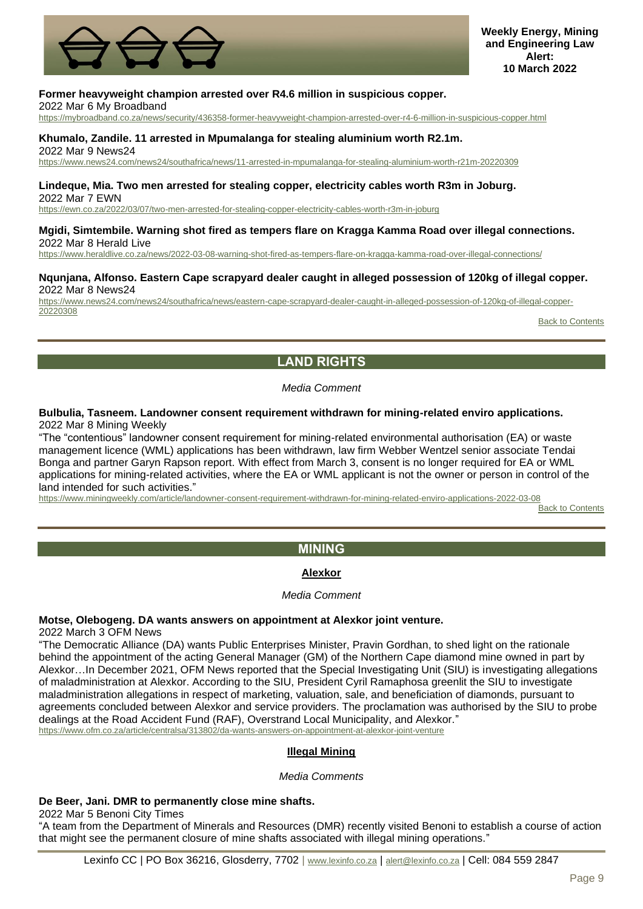**Former heavyweight champion arrested over R4.6 million in suspicious copper.**
2022 Mar 6 My Broadband
https://mybroadband.co.za/news/security/436358-former-heavyweight-champion-arrested-over-r4-6-million-in-suspicious-copper.html

**Khumalo, Zandile. 11 arrested in Mpumalanga for stealing aluminium worth R2.1m.**
2022 Mar 9 News24
https://www.news24.com/news24/southafrica/news/11-arrested-in-mpumalanga-for-stealing-aluminium-worth-r21m-20220309

**Lindeque, Mia. Two men arrested for stealing copper, electricity cables worth R3m in Joburg.**
2022 Mar 7 EWN
https://ewn.co.za/2022/03/07/two-men-arrested-for-stealing-copper-electricity-cables-worth-r3m-in-joburg

**Mgidi, Simtembile. Warning shot fired as tempers flare on Kragga Kamma Road over illegal connections.**
2022 Mar 8 Herald Live
https://www.heraldlive.co.za/news/2022-03-08-warning-shot-fired-as-tempers-flare-on-kragga-kamma-road-over-illegal-connections/

**Nqunjana, Alfonso. Eastern Cape scrapyard dealer caught in alleged possession of 120kg of illegal copper.**
2022 Mar 8 News24
https://www.news24.com/news24/southafrica/news/eastern-cape-scrapyard-dealer-caught-in-alleged-possession-of-120kg-of-illegal-copper-20220308

Back to Contents

## LAND RIGHTS

*Media Comment*

**Bulbulia, Tasneem. Landowner consent requirement withdrawn for mining-related enviro applications.**
2022 Mar 8 Mining Weekly
"The "contentious" landowner consent requirement for mining-related environmental authorisation (EA) or waste management licence (WML) applications has been withdrawn, law firm Webber Wentzel senior associate Tendai Bonga and partner Garyn Rapson report. With effect from March 3, consent is no longer required for EA or WML applications for mining-related activities, where the EA or WML applicant is not the owner or person in control of the land intended for such activities."
https://www.miningweekly.com/article/landowner-consent-requirement-withdrawn-for-mining-related-enviro-applications-2022-03-08

Back to Contents

## MINING

### Alexkor

*Media Comment*

**Motse, Olebogeng. DA wants answers on appointment at Alexkor joint venture.**
2022 March 3 OFM News
"The Democratic Alliance (DA) wants Public Enterprises Minister, Pravin Gordhan, to shed light on the rationale behind the appointment of the acting General Manager (GM) of the Northern Cape diamond mine owned in part by Alexkor…In December 2021, OFM News reported that the Special Investigating Unit (SIU) is investigating allegations of maladministration at Alexkor. According to the SIU, President Cyril Ramaphosa greenlit the SIU to investigate maladministration allegations in respect of marketing, valuation, sale, and beneficiation of diamonds, pursuant to agreements concluded between Alexkor and service providers. The proclamation was authorised by the SIU to probe dealings at the Road Accident Fund (RAF), Overstrand Local Municipality, and Alexkor."
https://www.ofm.co.za/article/centralsa/313802/da-wants-answers-on-appointment-at-alexkor-joint-venture

### Illegal Mining

*Media Comments*

**De Beer, Jani. DMR to permanently close mine shafts.**
2022 Mar 5 Benoni City Times
"A team from the Department of Minerals and Resources (DMR) recently visited Benoni to establish a course of action that might see the permanent closure of mine shafts associated with illegal mining operations."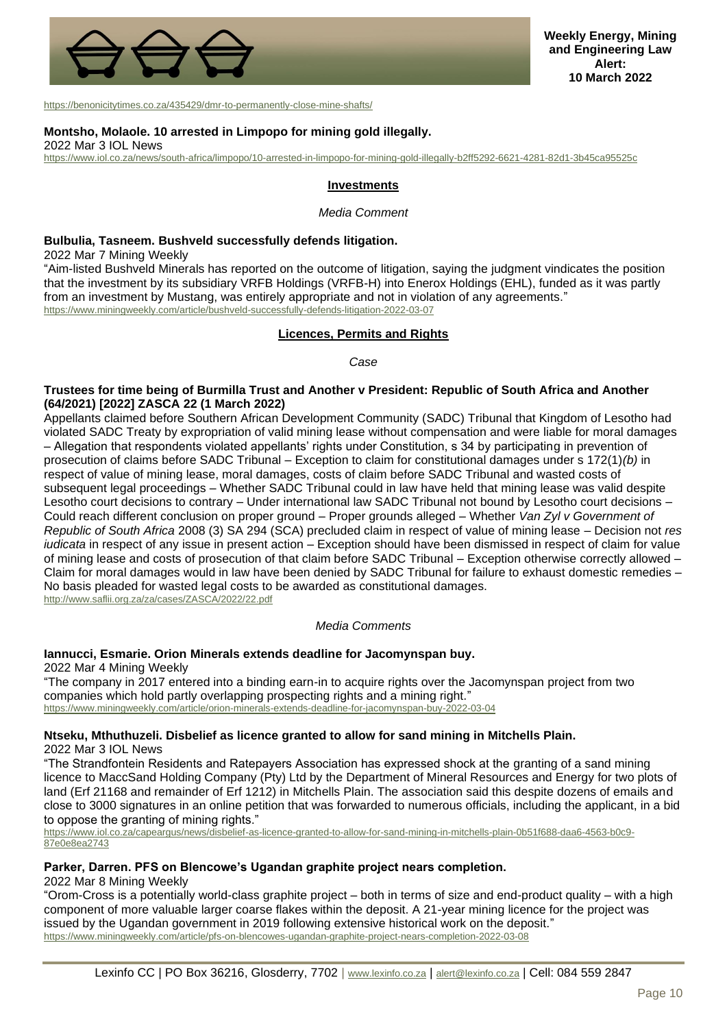https://benonicitytimes.co.za/435429/dmr-to-permanently-close-mine-shafts/

**Montsho, Molaole. 10 arrested in Limpopo for mining gold illegally.**
2022 Mar 3 IOL News
https://www.iol.co.za/news/south-africa/limpopo/10-arrested-in-limpopo-for-mining-gold-illegally-b2ff5292-6621-4281-82d1-3b45ca95525c

## Investments

*Media Comment*

**Bulbulia, Tasneem. Bushveld successfully defends litigation.**
2022 Mar 7 Mining Weekly
"Aim-listed Bushveld Minerals has reported on the outcome of litigation, saying the judgment vindicates the position that the investment by its subsidiary VRFB Holdings (VRFB-H) into Enerox Holdings (EHL), funded as it was partly from an investment by Mustang, was entirely appropriate and not in violation of any agreements."
https://www.miningweekly.com/article/bushveld-successfully-defends-litigation-2022-03-07

## Licences, Permits and Rights

*Case*

**Trustees for time being of Burmilla Trust and Another v President: Republic of South Africa and Another (64/2021) [2022] ZASCA 22 (1 March 2022)**
Appellants claimed before Southern African Development Community (SADC) Tribunal that Kingdom of Lesotho had violated SADC Treaty by expropriation of valid mining lease without compensation and were liable for moral damages – Allegation that respondents violated appellants' rights under Constitution, s 34 by participating in prevention of prosecution of claims before SADC Tribunal – Exception to claim for constitutional damages under s 172(1)*(b)* in respect of value of mining lease, moral damages, costs of claim before SADC Tribunal and wasted costs of subsequent legal proceedings – Whether SADC Tribunal could in law have held that mining lease was valid despite Lesotho court decisions to contrary – Under international law SADC Tribunal not bound by Lesotho court decisions – Could reach different conclusion on proper ground – Proper grounds alleged – Whether *Van Zyl v Government of Republic of South Africa* 2008 (3) SA 294 (SCA) precluded claim in respect of value of mining lease – Decision not *res iudicata* in respect of any issue in present action – Exception should have been dismissed in respect of claim for value of mining lease and costs of prosecution of that claim before SADC Tribunal – Exception otherwise correctly allowed – Claim for moral damages would in law have been denied by SADC Tribunal for failure to exhaust domestic remedies – No basis pleaded for wasted legal costs to be awarded as constitutional damages.
http://www.saflii.org.za/za/cases/ZASCA/2022/22.pdf

*Media Comments*

**Iannucci, Esmarie. Orion Minerals extends deadline for Jacomynspan buy.**
2022 Mar 4 Mining Weekly
"The company in 2017 entered into a binding earn-in to acquire rights over the Jacomynspan project from two companies which hold partly overlapping prospecting rights and a mining right."
https://www.miningweekly.com/article/orion-minerals-extends-deadline-for-jacomynspan-buy-2022-03-04

**Ntseku, Mthuthuzeli. Disbelief as licence granted to allow for sand mining in Mitchells Plain.**
2022 Mar 3 IOL News
"The Strandfontein Residents and Ratepayers Association has expressed shock at the granting of a sand mining licence to MaccSand Holding Company (Pty) Ltd by the Department of Mineral Resources and Energy for two plots of land (Erf 21168 and remainder of Erf 1212) in Mitchells Plain. The association said this despite dozens of emails and close to 3000 signatures in an online petition that was forwarded to numerous officials, including the applicant, in a bid to oppose the granting of mining rights."
https://www.iol.co.za/capeargus/news/disbelief-as-licence-granted-to-allow-for-sand-mining-in-mitchells-plain-0b51f688-daa6-4563-b0c9-87e0e8ea2743

**Parker, Darren. PFS on Blencowe's Ugandan graphite project nears completion.**
2022 Mar 8 Mining Weekly
"Orom-Cross is a potentially world-class graphite project – both in terms of size and end-product quality – with a high component of more valuable larger coarse flakes within the deposit. A 21-year mining licence for the project was issued by the Ugandan government in 2019 following extensive historical work on the deposit."
https://www.miningweekly.com/article/pfs-on-blencowes-ugandan-graphite-project-nears-completion-2022-03-08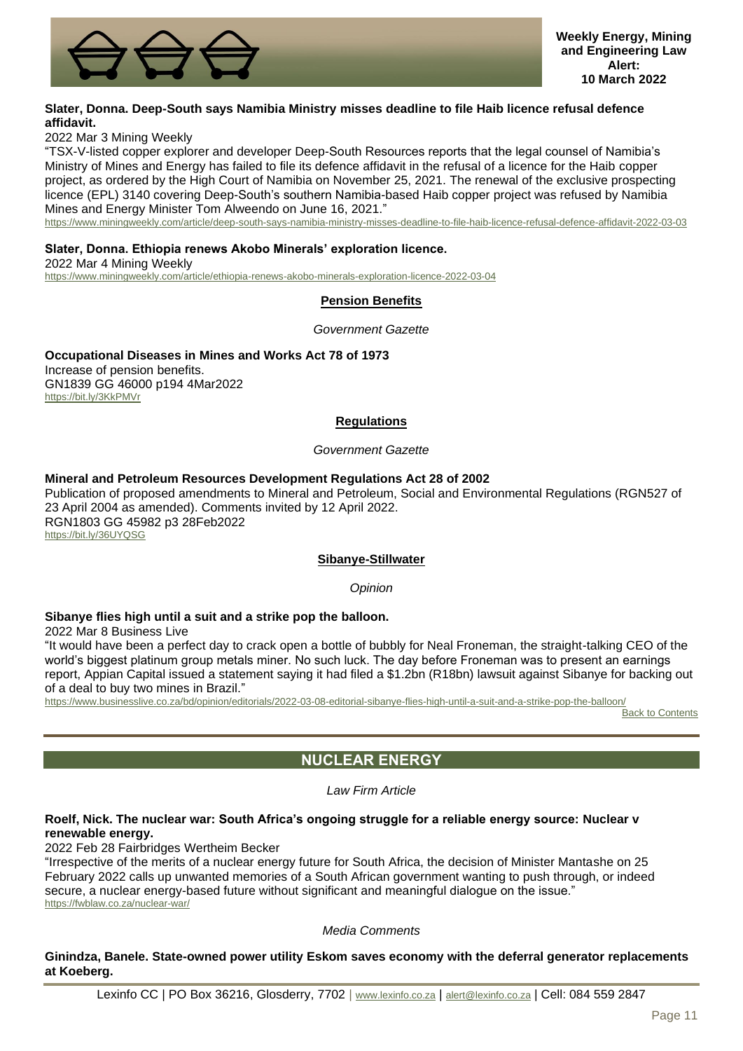**Slater, Donna. Deep-South says Namibia Ministry misses deadline to file Haib licence refusal defence affidavit.**

2022 Mar 3 Mining Weekly

"TSX-V-listed copper explorer and developer Deep-South Resources reports that the legal counsel of Namibia's Ministry of Mines and Energy has failed to file its defence affidavit in the refusal of a licence for the Haib copper project, as ordered by the High Court of Namibia on November 25, 2021. The renewal of the exclusive prospecting licence (EPL) 3140 covering Deep-South's southern Namibia-based Haib copper project was refused by Namibia Mines and Energy Minister Tom Alweendo on June 16, 2021."

https://www.miningweekly.com/article/deep-south-says-namibia-ministry-misses-deadline-to-file-haib-licence-refusal-defence-affidavit-2022-03-03

**Slater, Donna. Ethiopia renews Akobo Minerals' exploration licence.**

2022 Mar 4 Mining Weekly

https://www.miningweekly.com/article/ethiopia-renews-akobo-minerals-exploration-licence-2022-03-04

## Pension Benefits

*Government Gazette*

**Occupational Diseases in Mines and Works Act 78 of 1973**

Increase of pension benefits.

GN1839 GG 46000 p194 4Mar2022

https://bit.ly/3KkPMVr

## Regulations

*Government Gazette*

**Mineral and Petroleum Resources Development Regulations Act 28 of 2002**

Publication of proposed amendments to Mineral and Petroleum, Social and Environmental Regulations (RGN527 of 23 April 2004 as amended). Comments invited by 12 April 2022.

RGN1803 GG 45982 p3 28Feb2022

https://bit.ly/36UYQSG

## Sibanye-Stillwater

*Opinion*

**Sibanye flies high until a suit and a strike pop the balloon.**

2022 Mar 8 Business Live

"It would have been a perfect day to crack open a bottle of bubbly for Neal Froneman, the straight-talking CEO of the world's biggest platinum group metals miner. No such luck. The day before Froneman was to present an earnings report, Appian Capital issued a statement saying it had filed a $1.2bn (R18bn) lawsuit against Sibanye for backing out of a deal to buy two mines in Brazil."

https://www.businesslive.co.za/bd/opinion/editorials/2022-03-08-editorial-sibanye-flies-high-until-a-suit-and-a-strike-pop-the-balloon/

Back to Contents

# NUCLEAR ENERGY

*Law Firm Article*

**Roelf, Nick. The nuclear war: South Africa's ongoing struggle for a reliable energy source: Nuclear v renewable energy.**

2022 Feb 28 Fairbridges Wertheim Becker

"Irrespective of the merits of a nuclear energy future for South Africa, the decision of Minister Mantashe on 25 February 2022 calls up unwanted memories of a South African government wanting to push through, or indeed secure, a nuclear energy-based future without significant and meaningful dialogue on the issue."

https://fwblaw.co.za/nuclear-war/

*Media Comments*

**Ginindza, Banele. State-owned power utility Eskom saves economy with the deferral generator replacements at Koeberg.**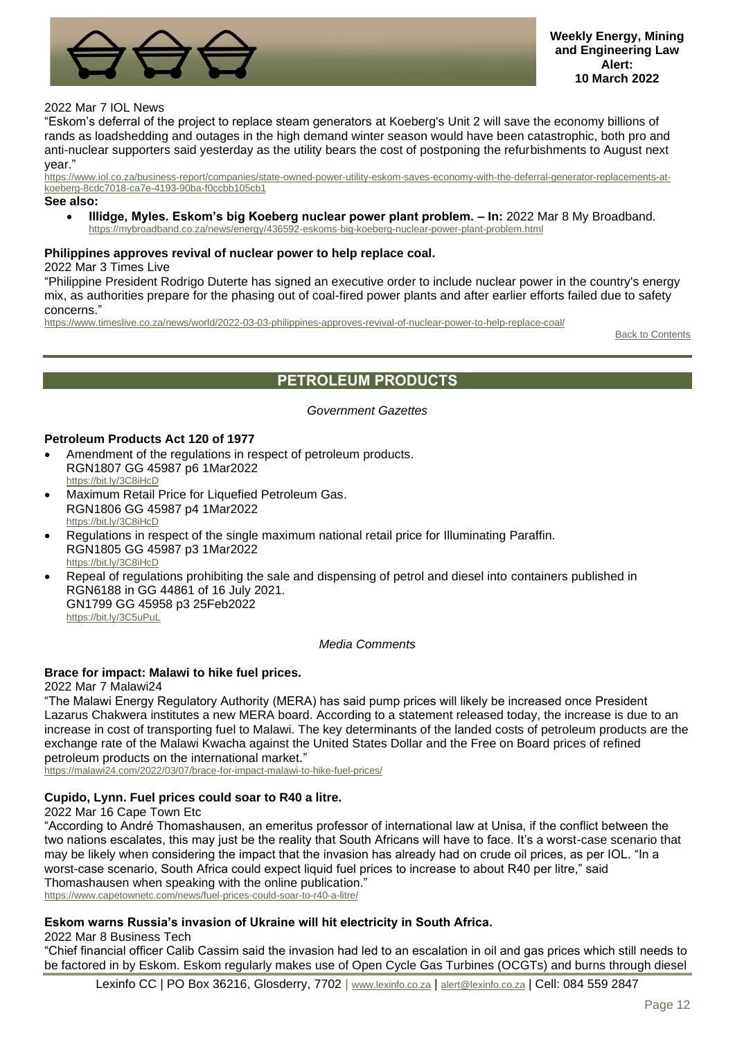2022 Mar 7 IOL News

"Eskom's deferral of the project to replace steam generators at Koeberg's Unit 2 will save the economy billions of rands as loadshedding and outages in the high demand winter season would have been catastrophic, both pro and anti-nuclear supporters said yesterday as the utility bears the cost of postponing the refurbishments to August next year."

https://www.iol.co.za/business-report/companies/state-owned-power-utility-eskom-saves-economy-with-the-deferral-generator-replacements-at-koeberg-8cdc7018-ca7e-4193-90ba-f0ccbb105cb1

**See also:**

- **Illidge, Myles. Eskom's big Koeberg nuclear power plant problem. – In:** 2022 Mar 8 My Broadband. https://mybroadband.co.za/news/energy/436592-eskoms-big-koeberg-nuclear-power-plant-problem.html

**Philippines approves revival of nuclear power to help replace coal.**

2022 Mar 3 Times Live

"Philippine President Rodrigo Duterte has signed an executive order to include nuclear power in the country's energy mix, as authorities prepare for the phasing out of coal-fired power plants and after earlier efforts failed due to safety concerns."

https://www.timeslive.co.za/news/world/2022-03-03-philippines-approves-revival-of-nuclear-power-to-help-replace-coal/

Back to Contents

## PETROLEUM PRODUCTS

*Government Gazettes*

**Petroleum Products Act 120 of 1977**

- Amendment of the regulations in respect of petroleum products.
  RGN1807 GG 45987 p6 1Mar2022
  https://bit.ly/3C8iHcD
- Maximum Retail Price for Liquefied Petroleum Gas.
  RGN1806 GG 45987 p4 1Mar2022
  https://bit.ly/3C8iHcD
- Regulations in respect of the single maximum national retail price for Illuminating Paraffin.
  RGN1805 GG 45987 p3 1Mar2022
  https://bit.ly/3C8iHcD
- Repeal of regulations prohibiting the sale and dispensing of petrol and diesel into containers published in RGN6188 in GG 44861 of 16 July 2021.
  GN1799 GG 45958 p3 25Feb2022
  https://bit.ly/3C5uPuL

*Media Comments*

**Brace for impact: Malawi to hike fuel prices.**

2022 Mar 7 Malawi24

"The Malawi Energy Regulatory Authority (MERA) has said pump prices will likely be increased once President Lazarus Chakwera institutes a new MERA board. According to a statement released today, the increase is due to an increase in cost of transporting fuel to Malawi. The key determinants of the landed costs of petroleum products are the exchange rate of the Malawi Kwacha against the United States Dollar and the Free on Board prices of refined petroleum products on the international market."

https://malawi24.com/2022/03/07/brace-for-impact-malawi-to-hike-fuel-prices/

**Cupido, Lynn. Fuel prices could soar to R40 a litre.**

2022 Mar 16 Cape Town Etc

"According to André Thomashausen, an emeritus professor of international law at Unisa, if the conflict between the two nations escalates, this may just be the reality that South Africans will have to face. It's a worst-case scenario that may be likely when considering the impact that the invasion has already had on crude oil prices, as per IOL. "In a worst-case scenario, South Africa could expect liquid fuel prices to increase to about R40 per litre," said Thomashausen when speaking with the online publication."

https://www.capetownetc.com/news/fuel-prices-could-soar-to-r40-a-litre/

**Eskom warns Russia's invasion of Ukraine will hit electricity in South Africa.**

2022 Mar 8 Business Tech

"Chief financial officer Calib Cassim said the invasion had led to an escalation in oil and gas prices which still needs to be factored in by Eskom. Eskom regularly makes use of Open Cycle Gas Turbines (OCGTs) and burns through diesel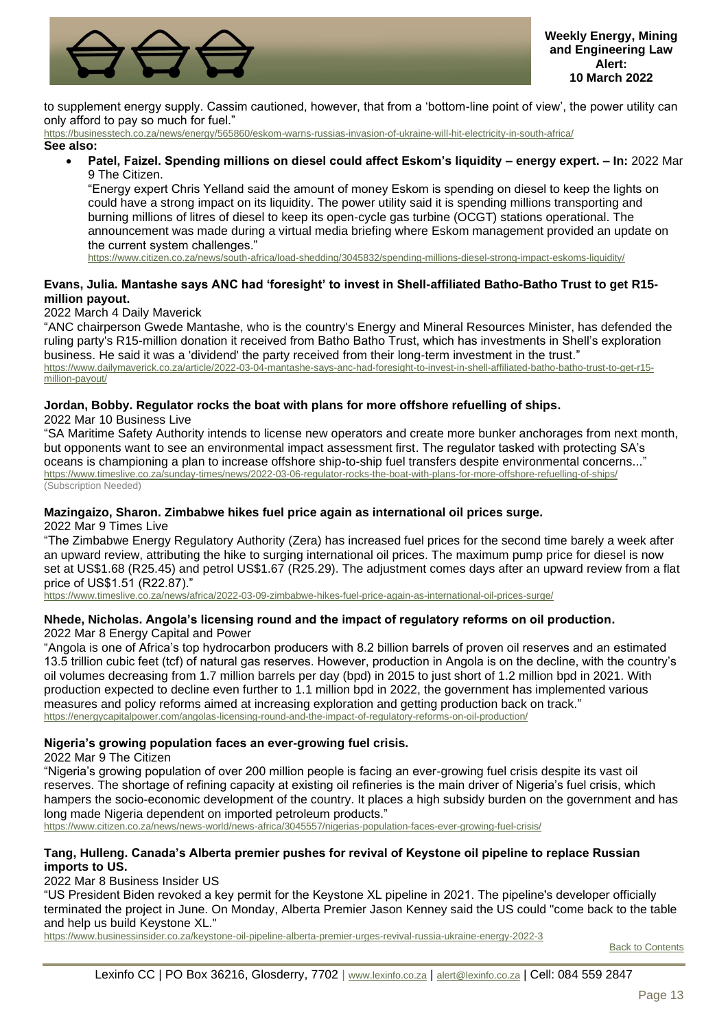to supplement energy supply. Cassim cautioned, however, that from a 'bottom-line point of view', the power utility can only afford to pay so much for fuel."
https://businesstech.co.za/news/energy/565860/eskom-warns-russias-invasion-of-ukraine-will-hit-electricity-in-south-africa/

**See also:**

- **Patel, Faizel. Spending millions on diesel could affect Eskom's liquidity – energy expert. – In:** 2022 Mar 9 The Citizen.
  "Energy expert Chris Yelland said the amount of money Eskom is spending on diesel to keep the lights on could have a strong impact on its liquidity. The power utility said it is spending millions transporting and burning millions of litres of diesel to keep its open-cycle gas turbine (OCGT) stations operational. The announcement was made during a virtual media briefing where Eskom management provided an update on the current system challenges."
  https://www.citizen.co.za/news/south-africa/load-shedding/3045832/spending-millions-diesel-strong-impact-eskoms-liquidity/

**Evans, Julia. Mantashe says ANC had 'foresight' to invest in Shell-affiliated Batho-Batho Trust to get R15-million payout.**
2022 March 4 Daily Maverick
"ANC chairperson Gwede Mantashe, who is the country's Energy and Mineral Resources Minister, has defended the ruling party's R15-million donation it received from Batho Batho Trust, which has investments in Shell's exploration business. He said it was a 'dividend' the party received from their long-term investment in the trust."
https://www.dailymaverick.co.za/article/2022-03-04-mantashe-says-anc-had-foresight-to-invest-in-shell-affiliated-batho-batho-trust-to-get-r15-million-payout/

**Jordan, Bobby. Regulator rocks the boat with plans for more offshore refuelling of ships.**
2022 Mar 10 Business Live
"SA Maritime Safety Authority intends to license new operators and create more bunker anchorages from next month, but opponents want to see an environmental impact assessment first. The regulator tasked with protecting SA's oceans is championing a plan to increase offshore ship-to-ship fuel transfers despite environmental concerns..."
https://www.timeslive.co.za/sunday-times/news/2022-03-06-regulator-rocks-the-boat-with-plans-for-more-offshore-refuelling-of-ships/
(Subscription Needed)

**Mazingaizo, Sharon. Zimbabwe hikes fuel price again as international oil prices surge.**
2022 Mar 9 Times Live
"The Zimbabwe Energy Regulatory Authority (Zera) has increased fuel prices for the second time barely a week after an upward review, attributing the hike to surging international oil prices. The maximum pump price for diesel is now set at US$1.68 (R25.45) and petrol US$1.67 (R25.29). The adjustment comes days after an upward review from a flat price of US$1.51 (R22.87)."
https://www.timeslive.co.za/news/africa/2022-03-09-zimbabwe-hikes-fuel-price-again-as-international-oil-prices-surge/

**Nhede, Nicholas. Angola's licensing round and the impact of regulatory reforms on oil production.**
2022 Mar 8 Energy Capital and Power
"Angola is one of Africa's top hydrocarbon producers with 8.2 billion barrels of proven oil reserves and an estimated 13.5 trillion cubic feet (tcf) of natural gas reserves. However, production in Angola is on the decline, with the country's oil volumes decreasing from 1.7 million barrels per day (bpd) in 2015 to just short of 1.2 million bpd in 2021. With production expected to decline even further to 1.1 million bpd in 2022, the government has implemented various measures and policy reforms aimed at increasing exploration and getting production back on track."
https://energycapitalpower.com/angolas-licensing-round-and-the-impact-of-regulatory-reforms-on-oil-production/

**Nigeria's growing population faces an ever-growing fuel crisis.**
2022 Mar 9 The Citizen
"Nigeria's growing population of over 200 million people is facing an ever-growing fuel crisis despite its vast oil reserves. The shortage of refining capacity at existing oil refineries is the main driver of Nigeria's fuel crisis, which hampers the socio-economic development of the country. It places a high subsidy burden on the government and has long made Nigeria dependent on imported petroleum products."
https://www.citizen.co.za/news/news-world/news-africa/3045557/nigerias-population-faces-ever-growing-fuel-crisis/

**Tang, Hulleng. Canada's Alberta premier pushes for revival of Keystone oil pipeline to replace Russian imports to US.**
2022 Mar 8 Business Insider US
"US President Biden revoked a key permit for the Keystone XL pipeline in 2021. The pipeline's developer officially terminated the project in June. On Monday, Alberta Premier Jason Kenney said the US could "come back to the table and help us build Keystone XL."
https://www.businessinsider.co.za/keystone-oil-pipeline-alberta-premier-urges-revival-russia-ukraine-energy-2022-3

Back to Contents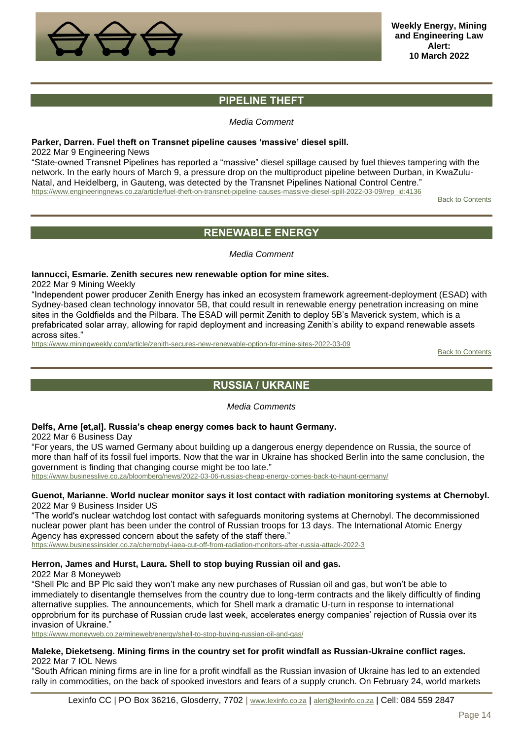## PIPELINE THEFT

*Media Comment*

**Parker, Darren. Fuel theft on Transnet pipeline causes 'massive' diesel spill.**
2022 Mar 9 Engineering News
"State-owned Transnet Pipelines has reported a "massive" diesel spillage caused by fuel thieves tampering with the network. In the early hours of March 9, a pressure drop on the multiproduct pipeline between Durban, in KwaZulu-Natal, and Heidelberg, in Gauteng, was detected by the Transnet Pipelines National Control Centre."
https://www.engineeringnews.co.za/article/fuel-theft-on-transnet-pipeline-causes-massive-diesel-spill-2022-03-09/rep_id:4136

Back to Contents

## RENEWABLE ENERGY

*Media Comment*

**Iannucci, Esmarie. Zenith secures new renewable option for mine sites.**
2022 Mar 9 Mining Weekly
"Independent power producer Zenith Energy has inked an ecosystem framework agreement-deployment (ESAD) with Sydney-based clean technology innovator 5B, that could result in renewable energy penetration increasing on mine sites in the Goldfields and the Pilbara. The ESAD will permit Zenith to deploy 5B's Maverick system, which is a prefabricated solar array, allowing for rapid deployment and increasing Zenith's ability to expand renewable assets across sites."
https://www.miningweekly.com/article/zenith-secures-new-renewable-option-for-mine-sites-2022-03-09

Back to Contents

## RUSSIA / UKRAINE

*Media Comments*

**Delfs, Arne [et,al]. Russia's cheap energy comes back to haunt Germany.**
2022 Mar 6 Business Day
"For years, the US warned Germany about building up a dangerous energy dependence on Russia, the source of more than half of its fossil fuel imports. Now that the war in Ukraine has shocked Berlin into the same conclusion, the government is finding that changing course might be too late."
https://www.businesslive.co.za/bloomberg/news/2022-03-06-russias-cheap-energy-comes-back-to-haunt-germany/

**Guenot, Marianne. World nuclear monitor says it lost contact with radiation monitoring systems at Chernobyl.**
2022 Mar 9 Business Insider US
"The world's nuclear watchdog lost contact with safeguards monitoring systems at Chernobyl. The decommissioned nuclear power plant has been under the control of Russian troops for 13 days. The International Atomic Energy Agency has expressed concern about the safety of the staff there."
https://www.businessinsider.co.za/chernobyl-iaea-cut-off-from-radiation-monitors-after-russia-attack-2022-3

**Herron, James and Hurst, Laura. Shell to stop buying Russian oil and gas.**
2022 Mar 8 Moneyweb
"Shell Plc and BP Plc said they won't make any new purchases of Russian oil and gas, but won't be able to immediately to disentangle themselves from the country due to long-term contracts and the likely difficultly of finding alternative supplies. The announcements, which for Shell mark a dramatic U-turn in response to international opprobrium for its purchase of Russian crude last week, accelerates energy companies' rejection of Russia over its invasion of Ukraine."
https://www.moneyweb.co.za/mineweb/energy/shell-to-stop-buying-russian-oil-and-gas/

**Maleke, Dieketseng. Mining firms in the country set for profit windfall as Russian-Ukraine conflict rages.**
2022 Mar 7 IOL News
"South African mining firms are in line for a profit windfall as the Russian invasion of Ukraine has led to an extended rally in commodities, on the back of spooked investors and fears of a supply crunch. On February 24, world markets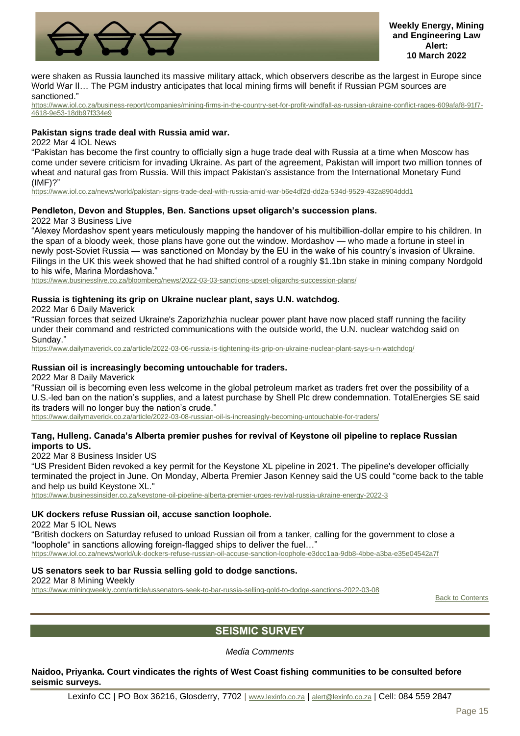were shaken as Russia launched its massive military attack, which observers describe as the largest in Europe since World War II… The PGM industry anticipates that local mining firms will benefit if Russian PGM sources are sanctioned."
https://www.iol.co.za/business-report/companies/mining-firms-in-the-country-set-for-profit-windfall-as-russian-ukraine-conflict-rages-609afaf8-91f7-4618-9e53-18db97f334e9

**Pakistan signs trade deal with Russia amid war.**
2022 Mar 4 IOL News
"Pakistan has become the first country to officially sign a huge trade deal with Russia at a time when Moscow has come under severe criticism for invading Ukraine. As part of the agreement, Pakistan will import two million tonnes of wheat and natural gas from Russia. Will this impact Pakistan's assistance from the International Monetary Fund (IMF)?"
https://www.iol.co.za/news/world/pakistan-signs-trade-deal-with-russia-amid-war-b6e4df2d-dd2a-534d-9529-432a8904ddd1

**Pendleton, Devon and Stupples, Ben. Sanctions upset oligarch's succession plans.**
2022 Mar 3 Business Live
"Alexey Mordashov spent years meticulously mapping the handover of his multibillion-dollar empire to his children. In the span of a bloody week, those plans have gone out the window. Mordashov — who made a fortune in steel in newly post-Soviet Russia — was sanctioned on Monday by the EU in the wake of his country's invasion of Ukraine. Filings in the UK this week showed that he had shifted control of a roughly $1.1bn stake in mining company Nordgold to his wife, Marina Mordashova."
https://www.businesslive.co.za/bloomberg/news/2022-03-03-sanctions-upset-oligarchs-succession-plans/

**Russia is tightening its grip on Ukraine nuclear plant, says U.N. watchdog.**
2022 Mar 6 Daily Maverick
"Russian forces that seized Ukraine's Zaporizhzhia nuclear power plant have now placed staff running the facility under their command and restricted communications with the outside world, the U.N. nuclear watchdog said on Sunday."
https://www.dailymaverick.co.za/article/2022-03-06-russia-is-tightening-its-grip-on-ukraine-nuclear-plant-says-u-n-watchdog/

**Russian oil is increasingly becoming untouchable for traders.**
2022 Mar 8 Daily Maverick
"Russian oil is becoming even less welcome in the global petroleum market as traders fret over the possibility of a U.S.-led ban on the nation's supplies, and a latest purchase by Shell Plc drew condemnation. TotalEnergies SE said its traders will no longer buy the nation's crude."
https://www.dailymaverick.co.za/article/2022-03-08-russian-oil-is-increasingly-becoming-untouchable-for-traders/

**Tang, Hulleng. Canada's Alberta premier pushes for revival of Keystone oil pipeline to replace Russian imports to US.**
2022 Mar 8 Business Insider US
"US President Biden revoked a key permit for the Keystone XL pipeline in 2021. The pipeline's developer officially terminated the project in June. On Monday, Alberta Premier Jason Kenney said the US could "come back to the table and help us build Keystone XL."
https://www.businessinsider.co.za/keystone-oil-pipeline-alberta-premier-urges-revival-russia-ukraine-energy-2022-3

**UK dockers refuse Russian oil, accuse sanction loophole.**
2022 Mar 5 IOL News
"British dockers on Saturday refused to unload Russian oil from a tanker, calling for the government to close a "loophole" in sanctions allowing foreign-flagged ships to deliver the fuel…"
https://www.iol.co.za/news/world/uk-dockers-refuse-russian-oil-accuse-sanction-loophole-e3dcc1aa-9db8-4bbe-a3ba-e35e04542a7f

**US senators seek to bar Russia selling gold to dodge sanctions.**
2022 Mar 8 Mining Weekly
https://www.miningweekly.com/article/ussenators-seek-to-bar-russia-selling-gold-to-dodge-sanctions-2022-03-08

Back to Contents

## SEISMIC SURVEY

*Media Comments*

**Naidoo, Priyanka. Court vindicates the rights of West Coast fishing communities to be consulted before seismic surveys.**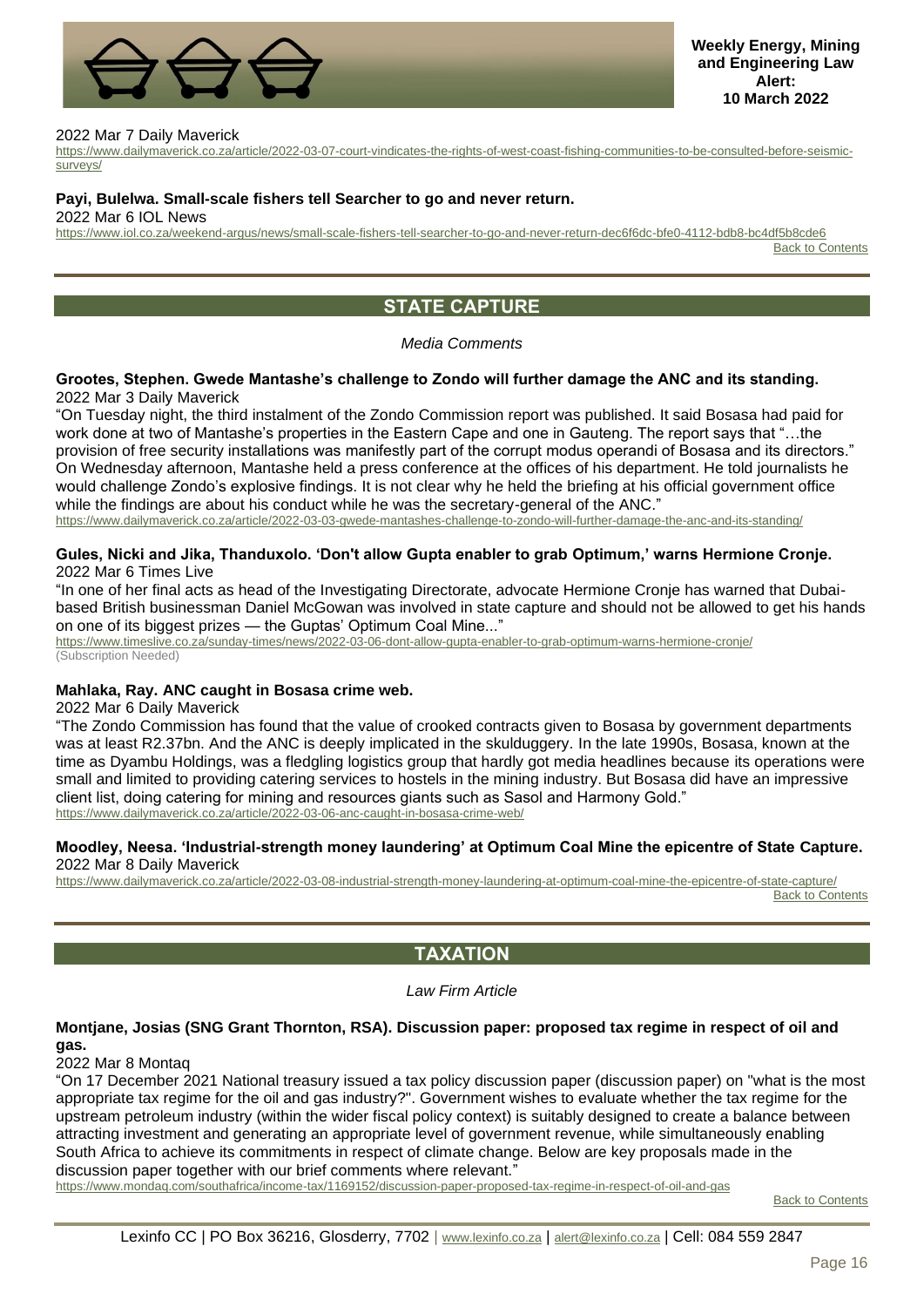2022 Mar 7 Daily Maverick
https://www.dailymaverick.co.za/article/2022-03-07-court-vindicates-the-rights-of-west-coast-fishing-communities-to-be-consulted-before-seismic-surveys/

**Payi, Bulelwa. Small-scale fishers tell Searcher to go and never return.**
2022 Mar 6 IOL News
https://www.iol.co.za/weekend-argus/news/small-scale-fishers-tell-searcher-to-go-and-never-return-dec6f6dc-bfe0-4112-bdb8-bc4df5b8cde6

Back to Contents

## STATE CAPTURE

*Media Comments*

**Grootes, Stephen. Gwede Mantashe's challenge to Zondo will further damage the ANC and its standing.**
2022 Mar 3 Daily Maverick
"On Tuesday night, the third instalment of the Zondo Commission report was published. It said Bosasa had paid for work done at two of Mantashe's properties in the Eastern Cape and one in Gauteng. The report says that "…the provision of free security installations was manifestly part of the corrupt modus operandi of Bosasa and its directors." On Wednesday afternoon, Mantashe held a press conference at the offices of his department. He told journalists he would challenge Zondo's explosive findings. It is not clear why he held the briefing at his official government office while the findings are about his conduct while he was the secretary-general of the ANC."
https://www.dailymaverick.co.za/article/2022-03-03-gwede-mantashes-challenge-to-zondo-will-further-damage-the-anc-and-its-standing/

**Gules, Nicki and Jika, Thanduxolo. 'Don't allow Gupta enabler to grab Optimum,' warns Hermione Cronje.**
2022 Mar 6 Times Live
"In one of her final acts as head of the Investigating Directorate, advocate Hermione Cronje has warned that Dubai-based British businessman Daniel McGowan was involved in state capture and should not be allowed to get his hands on one of its biggest prizes — the Guptas' Optimum Coal Mine..."
https://www.timeslive.co.za/sunday-times/news/2022-03-06-dont-allow-gupta-enabler-to-grab-optimum-warns-hermione-cronje/
(Subscription Needed)

**Mahlaka, Ray. ANC caught in Bosasa crime web.**
2022 Mar 6 Daily Maverick
"The Zondo Commission has found that the value of crooked contracts given to Bosasa by government departments was at least R2.37bn. And the ANC is deeply implicated in the skulduggery. In the late 1990s, Bosasa, known at the time as Dyambu Holdings, was a fledgling logistics group that hardly got media headlines because its operations were small and limited to providing catering services to hostels in the mining industry. But Bosasa did have an impressive client list, doing catering for mining and resources giants such as Sasol and Harmony Gold."
https://www.dailymaverick.co.za/article/2022-03-06-anc-caught-in-bosasa-crime-web/

**Moodley, Neesa. 'Industrial-strength money laundering' at Optimum Coal Mine the epicentre of State Capture.**
2022 Mar 8 Daily Maverick
https://www.dailymaverick.co.za/article/2022-03-08-industrial-strength-money-laundering-at-optimum-coal-mine-the-epicentre-of-state-capture/

Back to Contents

## TAXATION

*Law Firm Article*

**Montjane, Josias (SNG Grant Thornton, RSA). Discussion paper: proposed tax regime in respect of oil and gas.**
2022 Mar 8 Montaq
"On 17 December 2021 National treasury issued a tax policy discussion paper (discussion paper) on "what is the most appropriate tax regime for the oil and gas industry?". Government wishes to evaluate whether the tax regime for the upstream petroleum industry (within the wider fiscal policy context) is suitably designed to create a balance between attracting investment and generating an appropriate level of government revenue, while simultaneously enabling South Africa to achieve its commitments in respect of climate change. Below are key proposals made in the discussion paper together with our brief comments where relevant."
https://www.mondaq.com/southafrica/income-tax/1169152/discussion-paper-proposed-tax-regime-in-respect-of-oil-and-gas

Back to Contents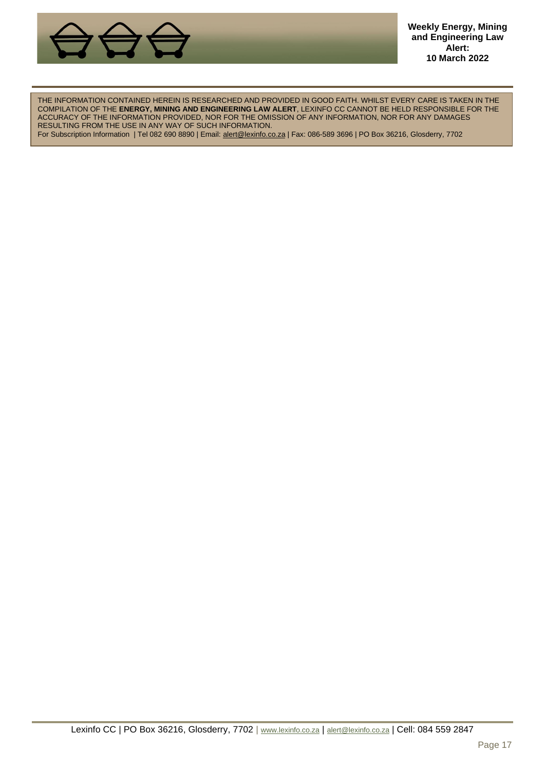THE INFORMATION CONTAINED HEREIN IS RESEARCHED AND PROVIDED IN GOOD FAITH. WHILST EVERY CARE IS TAKEN IN THE COMPILATION OF THE **ENERGY, MINING AND ENGINEERING LAW ALERT**, LEXINFO CC CANNOT BE HELD RESPONSIBLE FOR THE ACCURACY OF THE INFORMATION PROVIDED, NOR FOR THE OMISSION OF ANY INFORMATION, NOR FOR ANY DAMAGES RESULTING FROM THE USE IN ANY WAY OF SUCH INFORMATION.

For Subscription Information | Tel 082 690 8890 | Email: alert@lexinfo.co.za | Fax: 086-589 3696 | PO Box 36216, Glosderry, 7702